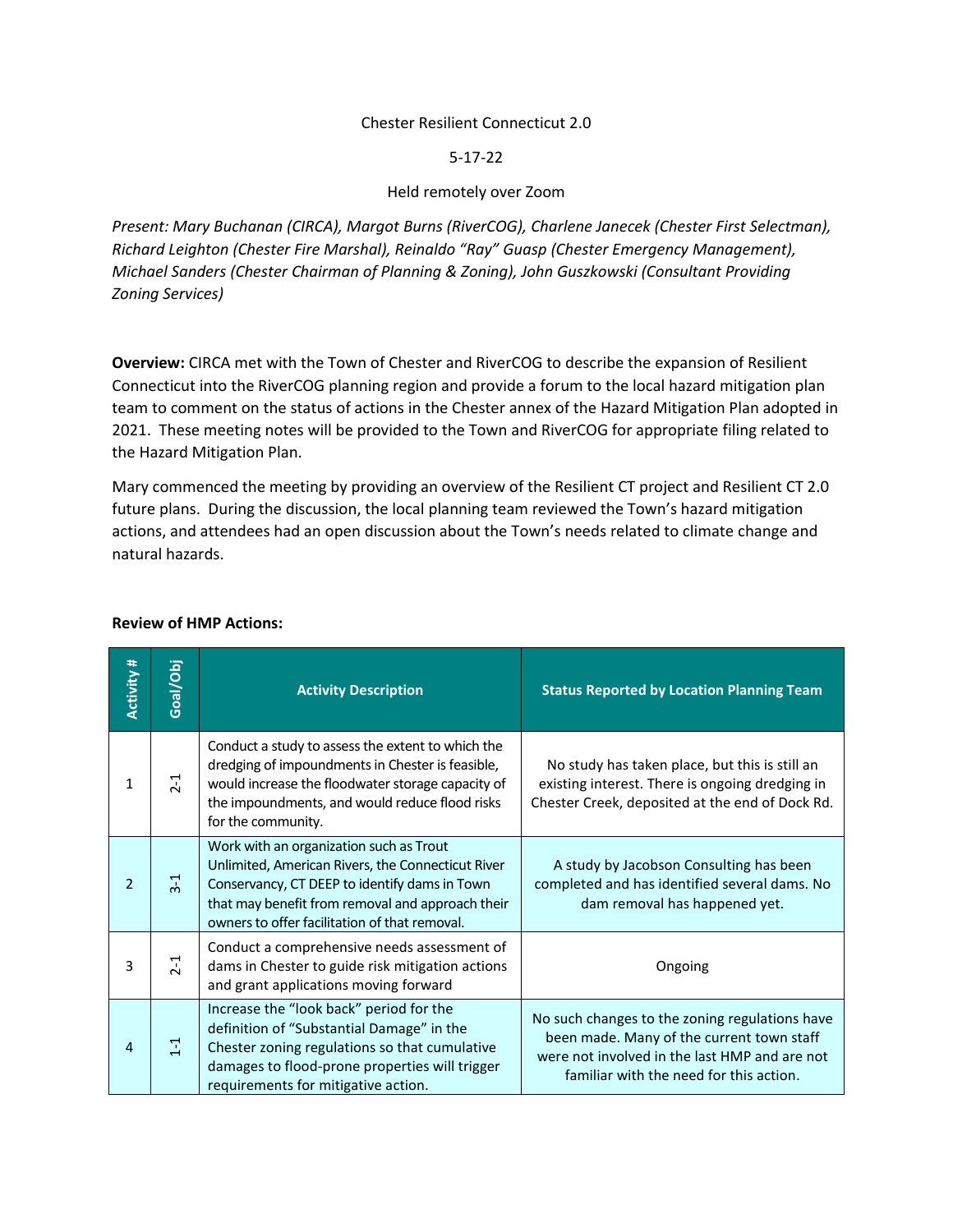Chester Resilient Connecticut 2.0

5-17-22

Held remotely over Zoom

*Present: Mary Buchanan (CIRCA), Margot Burns (RiverCOG), Charlene Janecek (Chester First Selectman), Richard Leighton (Chester Fire Marshal), Reinaldo "Ray" Guasp (Chester Emergency Management), Michael Sanders (Chester Chairman of Planning & Zoning), John Guszkowski (Consultant Providing Zoning Services)*

**Overview:** CIRCA met with the Town of Chester and RiverCOG to describe the expansion of Resilient Connecticut into the RiverCOG planning region and provide a forum to the local hazard mitigation plan team to comment on the status of actions in the Chester annex of the Hazard Mitigation Plan adopted in 2021. These meeting notes will be provided to the Town and RiverCOG for appropriate filing related to the Hazard Mitigation Plan.

Mary commenced the meeting by providing an overview of the Resilient CT project and Resilient CT 2.0 future plans. During the discussion, the local planning team reviewed the Town's hazard mitigation actions, and attendees had an open discussion about the Town's needs related to climate change and natural hazards.

**Review of HMP Actions:**

| Activity # | Goal/Obj | Activity Description | Status Reported by Location Planning Team |
|---|---|---|---|
| 1 | 2-1 | Conduct a study to assess the extent to which the dredging of impoundments in Chester is feasible, would increase the floodwater storage capacity of the impoundments, and would reduce flood risks for the community. | No study has taken place, but this is still an existing interest. There is ongoing dredging in Chester Creek, deposited at the end of Dock Rd. |
| 2 | 3-1 | Work with an organization such as Trout Unlimited, American Rivers, the Connecticut River Conservancy, CT DEEP to identify dams in Town that may benefit from removal and approach their owners to offer facilitation of that removal. | A study by Jacobson Consulting has been completed and has identified several dams. No dam removal has happened yet. |
| 3 | 2-1 | Conduct a comprehensive needs assessment of dams in Chester to guide risk mitigation actions and grant applications moving forward | Ongoing |
| 4 | 1-1 | Increase the "look back" period for the definition of "Substantial Damage" in the Chester zoning regulations so that cumulative damages to flood-prone properties will trigger requirements for mitigative action. | No such changes to the zoning regulations have been made. Many of the current town staff were not involved in the last HMP and are not familiar with the need for this action. |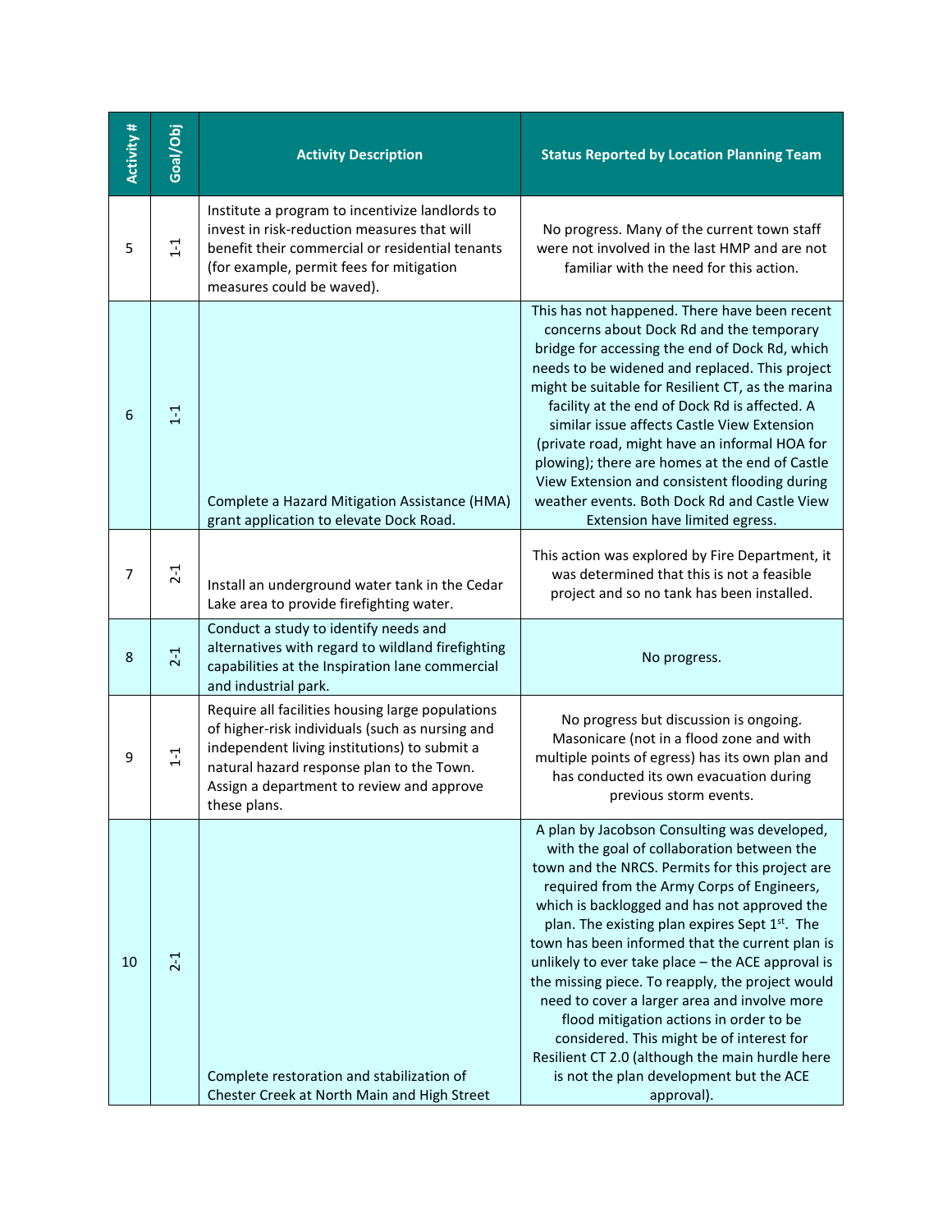| Activity # | Goal/Obj | Activity Description | Status Reported by Location Planning Team |
|---|---|---|---|
| 5 | 1-1 | Institute a program to incentivize landlords to invest in risk-reduction measures that will benefit their commercial or residential tenants (for example, permit fees for mitigation measures could be waved). | No progress. Many of the current town staff were not involved in the last HMP and are not familiar with the need for this action. |
| 6 | 1-1 | Complete a Hazard Mitigation Assistance (HMA) grant application to elevate Dock Road. | This has not happened. There have been recent concerns about Dock Rd and the temporary bridge for accessing the end of Dock Rd, which needs to be widened and replaced. This project might be suitable for Resilient CT, as the marina facility at the end of Dock Rd is affected. A similar issue affects Castle View Extension (private road, might have an informal HOA for plowing); there are homes at the end of Castle View Extension and consistent flooding during weather events. Both Dock Rd and Castle View Extension have limited egress. |
| 7 | 2-1 | Install an underground water tank in the Cedar Lake area to provide firefighting water. | This action was explored by Fire Department, it was determined that this is not a feasible project and so no tank has been installed. |
| 8 | 2-1 | Conduct a study to identify needs and alternatives with regard to wildland firefighting capabilities at the Inspiration lane commercial and industrial park. | No progress. |
| 9 | 1-1 | Require all facilities housing large populations of higher-risk individuals (such as nursing and independent living institutions) to submit a natural hazard response plan to the Town. Assign a department to review and approve these plans. | No progress but discussion is ongoing. Masonicare (not in a flood zone and with multiple points of egress) has its own plan and has conducted its own evacuation during previous storm events. |
| 10 | 2-1 | Complete restoration and stabilization of Chester Creek at North Main and High Street | A plan by Jacobson Consulting was developed, with the goal of collaboration between the town and the NRCS. Permits for this project are required from the Army Corps of Engineers, which is backlogged and has not approved the plan. The existing plan expires Sept 1st. The town has been informed that the current plan is unlikely to ever take place – the ACE approval is the missing piece. To reapply, the project would need to cover a larger area and involve more flood mitigation actions in order to be considered. This might be of interest for Resilient CT 2.0 (although the main hurdle here is not the plan development but the ACE approval). |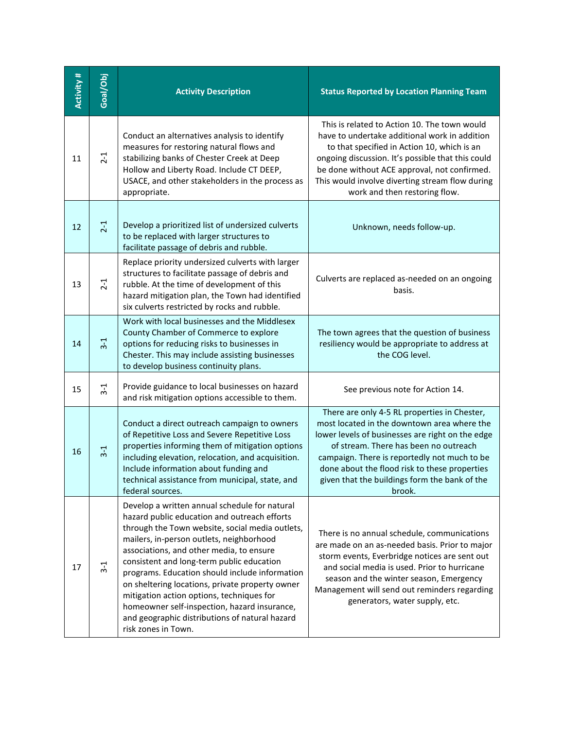| Activity # | Goal/Obj | Activity Description | Status Reported by Location Planning Team |
|---|---|---|---|
| 11 | 2-1 | Conduct an alternatives analysis to identify measures for restoring natural flows and stabilizing banks of Chester Creek at Deep Hollow and Liberty Road. Include CT DEEP, USACE, and other stakeholders in the process as appropriate. | This is related to Action 10. The town would have to undertake additional work in addition to that specified in Action 10, which is an ongoing discussion. It's possible that this could be done without ACE approval, not confirmed. This would involve diverting stream flow during work and then restoring flow. |
| 12 | 2-1 | Develop a prioritized list of undersized culverts to be replaced with larger structures to facilitate passage of debris and rubble. | Unknown, needs follow-up. |
| 13 | 2-1 | Replace priority undersized culverts with larger structures to facilitate passage of debris and rubble. At the time of development of this hazard mitigation plan, the Town had identified six culverts restricted by rocks and rubble. | Culverts are replaced as-needed on an ongoing basis. |
| 14 | 3-1 | Work with local businesses and the Middlesex County Chamber of Commerce to explore options for reducing risks to businesses in Chester. This may include assisting businesses to develop business continuity plans. | The town agrees that the question of business resiliency would be appropriate to address at the COG level. |
| 15 | 3-1 | Provide guidance to local businesses on hazard and risk mitigation options accessible to them. | See previous note for Action 14. |
| 16 | 3-1 | Conduct a direct outreach campaign to owners of Repetitive Loss and Severe Repetitive Loss properties informing them of mitigation options including elevation, relocation, and acquisition. Include information about funding and technical assistance from municipal, state, and federal sources. | There are only 4-5 RL properties in Chester, most located in the downtown area where the lower levels of businesses are right on the edge of stream. There has been no outreach campaign. There is reportedly not much to be done about the flood risk to these properties given that the buildings form the bank of the brook. |
| 17 | 3-1 | Develop a written annual schedule for natural hazard public education and outreach efforts through the Town website, social media outlets, mailers, in-person outlets, neighborhood associations, and other media, to ensure consistent and long-term public education programs. Education should include information on sheltering locations, private property owner mitigation action options, techniques for homeowner self-inspection, hazard insurance, and geographic distributions of natural hazard risk zones in Town. | There is no annual schedule, communications are made on an as-needed basis. Prior to major storm events, Everbridge notices are sent out and social media is used. Prior to hurricane season and the winter season, Emergency Management will send out reminders regarding generators, water supply, etc. |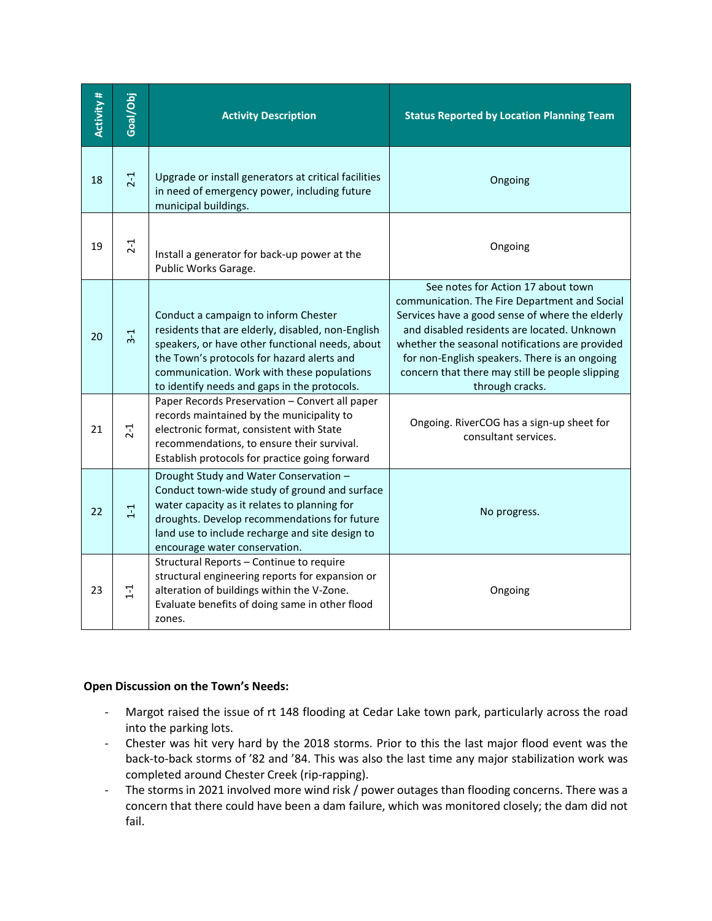| Activity # | Goal/Obj | Activity Description | Status Reported by Location Planning Team |
|---|---|---|---|
| 18 | 2-1 | Upgrade or install generators at critical facilities in need of emergency power, including future municipal buildings. | Ongoing |
| 19 | 2-1 | Install a generator for back-up power at the Public Works Garage. | Ongoing |
| 20 | 3-1 | Conduct a campaign to inform Chester residents that are elderly, disabled, non-English speakers, or have other functional needs, about the Town's protocols for hazard alerts and communication. Work with these populations to identify needs and gaps in the protocols. | See notes for Action 17 about town communication. The Fire Department and Social Services have a good sense of where the elderly and disabled residents are located. Unknown whether the seasonal notifications are provided for non-English speakers. There is an ongoing concern that there may still be people slipping through cracks. |
| 21 | 2-1 | Paper Records Preservation – Convert all paper records maintained by the municipality to electronic format, consistent with State recommendations, to ensure their survival. Establish protocols for practice going forward | Ongoing. RiverCOG has a sign-up sheet for consultant services. |
| 22 | 1-1 | Drought Study and Water Conservation – Conduct town-wide study of ground and surface water capacity as it relates to planning for droughts. Develop recommendations for future land use to include recharge and site design to encourage water conservation. | No progress. |
| 23 | 1-1 | Structural Reports – Continue to require structural engineering reports for expansion or alteration of buildings within the V-Zone. Evaluate benefits of doing same in other flood zones. | Ongoing |

**Open Discussion on the Town's Needs:**

- Margot raised the issue of rt 148 flooding at Cedar Lake town park, particularly across the road into the parking lots.
- Chester was hit very hard by the 2018 storms. Prior to this the last major flood event was the back-to-back storms of '82 and '84. This was also the last time any major stabilization work was completed around Chester Creek (rip-rapping).
- The storms in 2021 involved more wind risk / power outages than flooding concerns. There was a concern that there could have been a dam failure, which was monitored closely; the dam did not fail.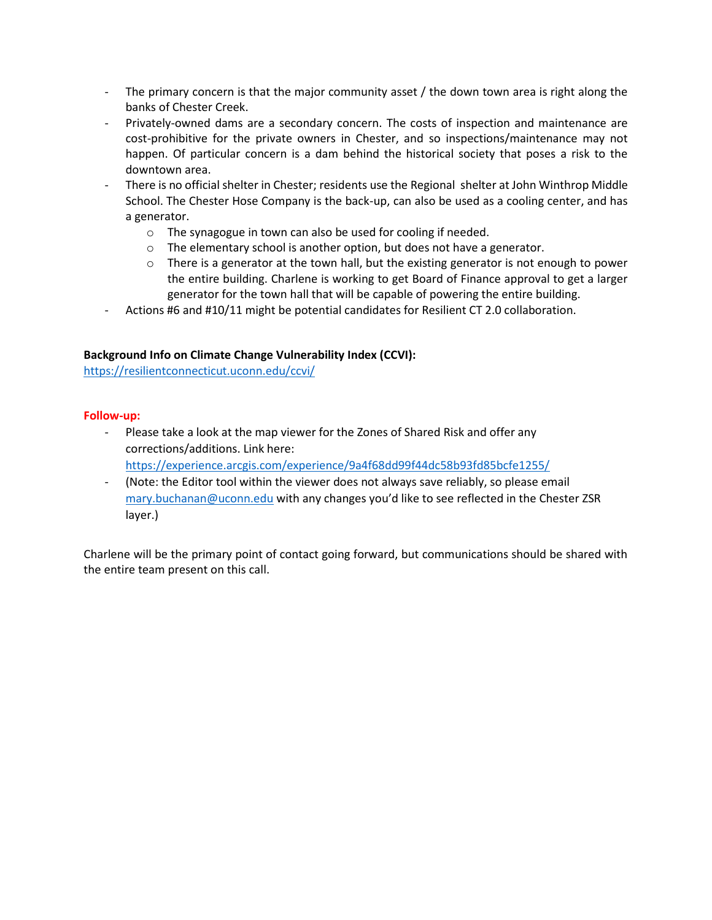- The primary concern is that the major community asset / the down town area is right along the banks of Chester Creek.
- Privately-owned dams are a secondary concern. The costs of inspection and maintenance are cost-prohibitive for the private owners in Chester, and so inspections/maintenance may not happen. Of particular concern is a dam behind the historical society that poses a risk to the downtown area.
- There is no official shelter in Chester; residents use the Regional shelter at John Winthrop Middle School. The Chester Hose Company is the back-up, can also be used as a cooling center, and has a generator.
  - The synagogue in town can also be used for cooling if needed.
  - The elementary school is another option, but does not have a generator.
  - There is a generator at the town hall, but the existing generator is not enough to power the entire building. Charlene is working to get Board of Finance approval to get a larger generator for the town hall that will be capable of powering the entire building.
- Actions #6 and #10/11 might be potential candidates for Resilient CT 2.0 collaboration.

**Background Info on Climate Change Vulnerability Index (CCVI):**
https://resilientconnecticut.uconn.edu/ccvi/

**Follow-up:**

- Please take a look at the map viewer for the Zones of Shared Risk and offer any corrections/additions. Link here: https://experience.arcgis.com/experience/9a4f68dd99f44dc58b93fd85bcfe1255/
- (Note: the Editor tool within the viewer does not always save reliably, so please email mary.buchanan@uconn.edu with any changes you'd like to see reflected in the Chester ZSR layer.)

Charlene will be the primary point of contact going forward, but communications should be shared with the entire team present on this call.